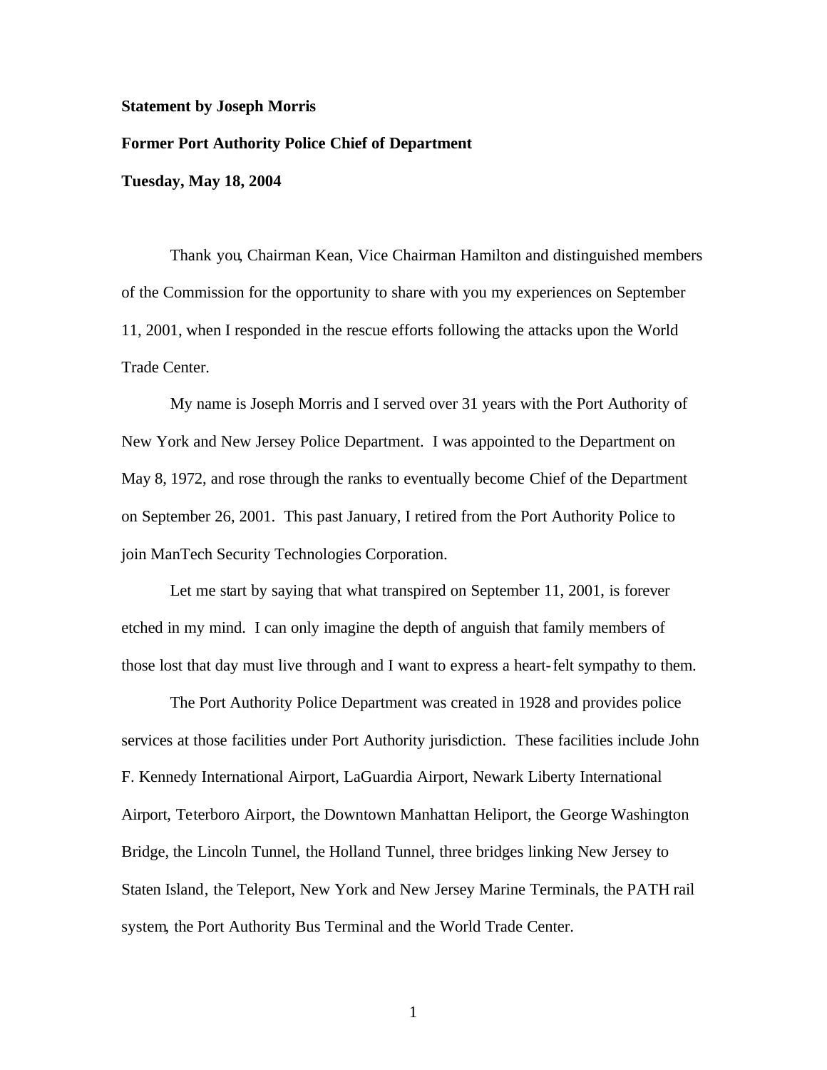**Statement by Joseph Morris**

**Former Port Authority Police Chief of Department**

**Tuesday, May 18, 2004**

Thank you, Chairman Kean, Vice Chairman Hamilton and distinguished members of the Commission for the opportunity to share with you my experiences on September 11, 2001, when I responded in the rescue efforts following the attacks upon the World Trade Center.

My name is Joseph Morris and I served over 31 years with the Port Authority of New York and New Jersey Police Department. I was appointed to the Department on May 8, 1972, and rose through the ranks to eventually become Chief of the Department on September 26, 2001. This past January, I retired from the Port Authority Police to join ManTech Security Technologies Corporation.

Let me start by saying that what transpired on September 11, 2001, is forever etched in my mind. I can only imagine the depth of anguish that family members of those lost that day must live through and I want to express a heart-felt sympathy to them.

The Port Authority Police Department was created in 1928 and provides police services at those facilities under Port Authority jurisdiction. These facilities include John F. Kennedy International Airport, LaGuardia Airport, Newark Liberty International Airport, Teterboro Airport, the Downtown Manhattan Heliport, the George Washington Bridge, the Lincoln Tunnel, the Holland Tunnel, three bridges linking New Jersey to Staten Island, the Teleport, New York and New Jersey Marine Terminals, the PATH rail system, the Port Authority Bus Terminal and the World Trade Center.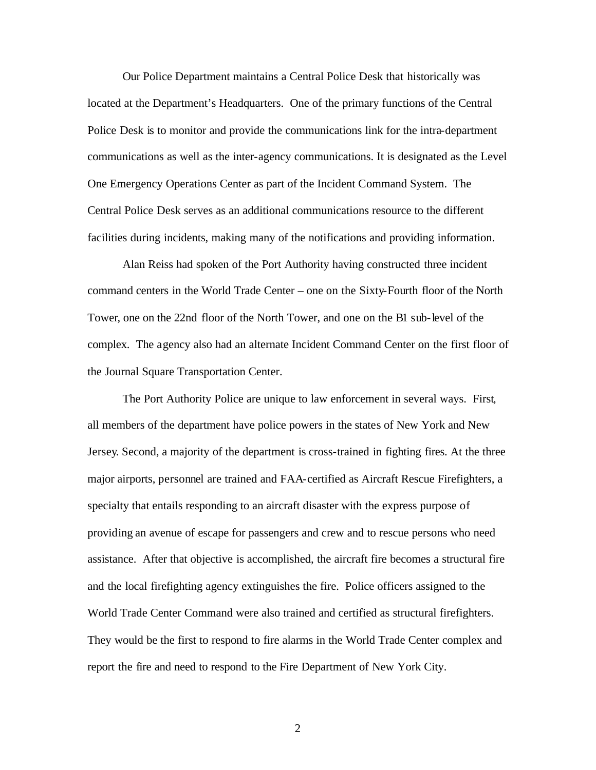Our Police Department maintains a Central Police Desk that historically was located at the Department's Headquarters. One of the primary functions of the Central Police Desk is to monitor and provide the communications link for the intra-department communications as well as the inter-agency communications. It is designated as the Level One Emergency Operations Center as part of the Incident Command System. The Central Police Desk serves as an additional communications resource to the different facilities during incidents, making many of the notifications and providing information.

Alan Reiss had spoken of the Port Authority having constructed three incident command centers in the World Trade Center – one on the Sixty-Fourth floor of the North Tower, one on the 22nd floor of the North Tower, and one on the B1 sub-level of the complex. The agency also had an alternate Incident Command Center on the first floor of the Journal Square Transportation Center.

The Port Authority Police are unique to law enforcement in several ways. First, all members of the department have police powers in the states of New York and New Jersey. Second, a majority of the department is cross-trained in fighting fires. At the three major airports, personnel are trained and FAA-certified as Aircraft Rescue Firefighters, a specialty that entails responding to an aircraft disaster with the express purpose of providing an avenue of escape for passengers and crew and to rescue persons who need assistance. After that objective is accomplished, the aircraft fire becomes a structural fire and the local firefighting agency extinguishes the fire. Police officers assigned to the World Trade Center Command were also trained and certified as structural firefighters. They would be the first to respond to fire alarms in the World Trade Center complex and report the fire and need to respond to the Fire Department of New York City.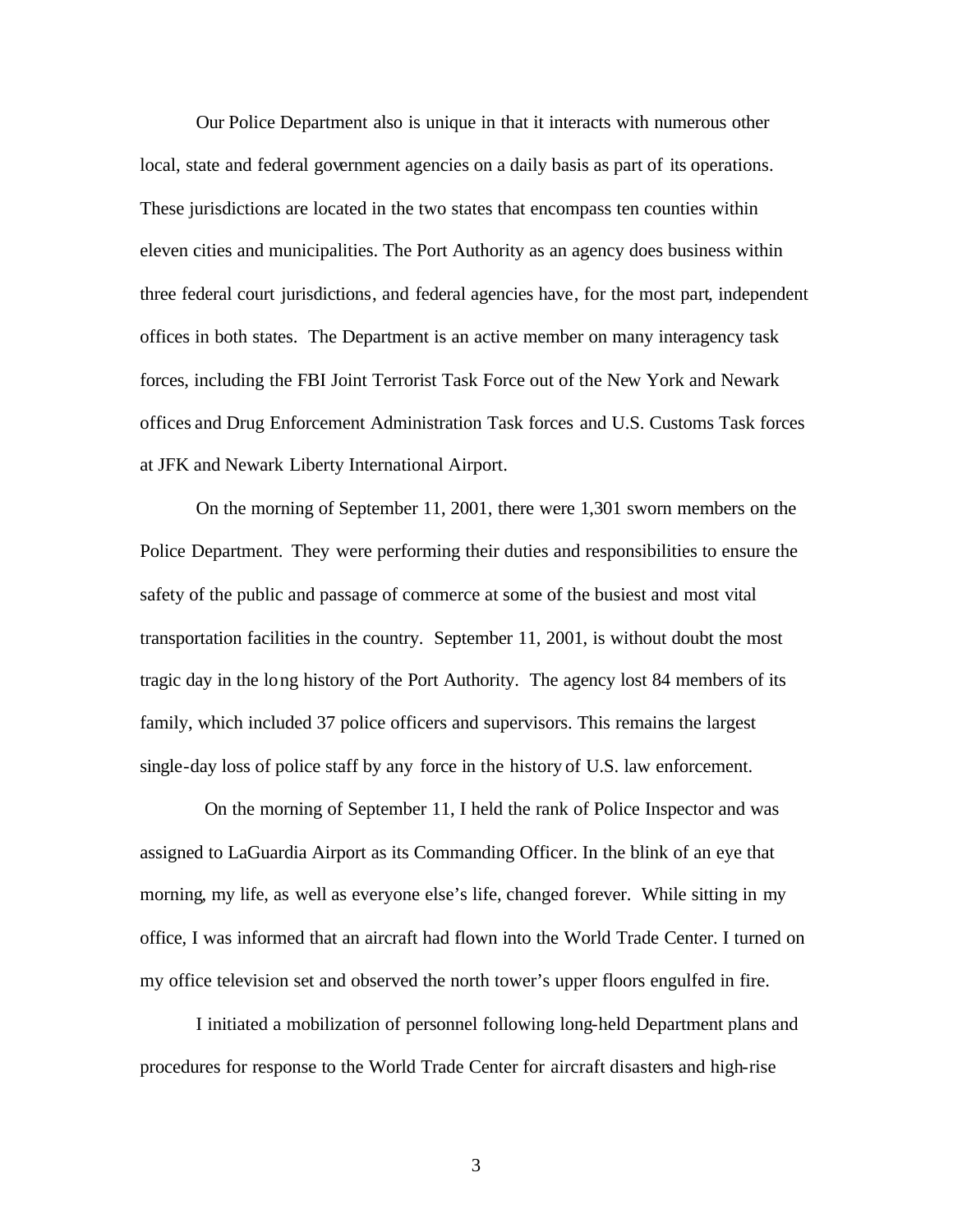Our Police Department also is unique in that it interacts with numerous other local, state and federal government agencies on a daily basis as part of its operations. These jurisdictions are located in the two states that encompass ten counties within eleven cities and municipalities. The Port Authority as an agency does business within three federal court jurisdictions, and federal agencies have, for the most part, independent offices in both states. The Department is an active member on many interagency task forces, including the FBI Joint Terrorist Task Force out of the New York and Newark offices and Drug Enforcement Administration Task forces and U.S. Customs Task forces at JFK and Newark Liberty International Airport.

On the morning of September 11, 2001, there were 1,301 sworn members on the Police Department. They were performing their duties and responsibilities to ensure the safety of the public and passage of commerce at some of the busiest and most vital transportation facilities in the country. September 11, 2001, is without doubt the most tragic day in the long history of the Port Authority. The agency lost 84 members of its family, which included 37 police officers and supervisors. This remains the largest single-day loss of police staff by any force in the history of U.S. law enforcement.

On the morning of September 11, I held the rank of Police Inspector and was assigned to LaGuardia Airport as its Commanding Officer. In the blink of an eye that morning, my life, as well as everyone else's life, changed forever. While sitting in my office, I was informed that an aircraft had flown into the World Trade Center. I turned on my office television set and observed the north tower's upper floors engulfed in fire.

I initiated a mobilization of personnel following long-held Department plans and procedures for response to the World Trade Center for aircraft disasters and high-rise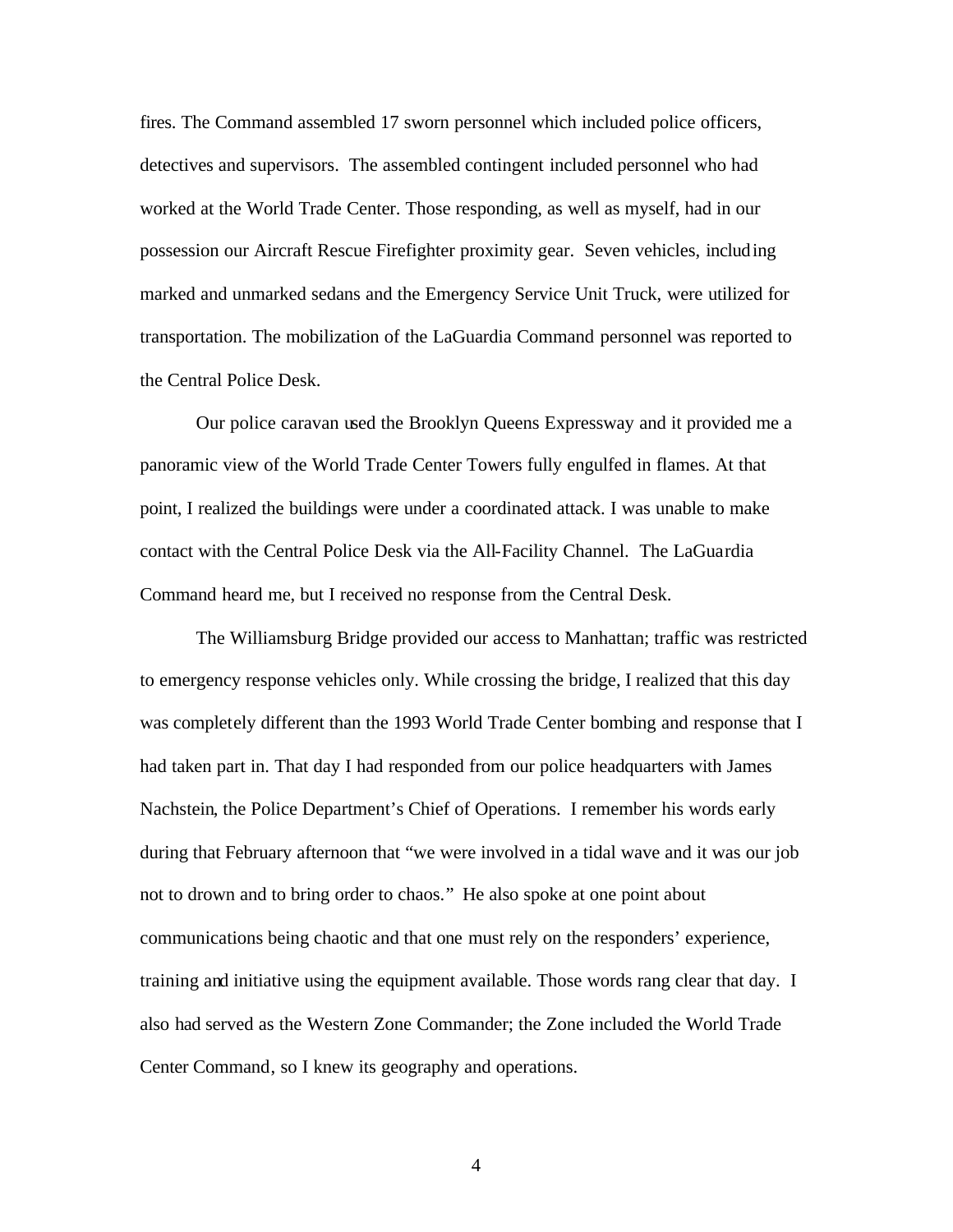fires. The Command assembled 17 sworn personnel which included police officers, detectives and supervisors. The assembled contingent included personnel who had worked at the World Trade Center. Those responding, as well as myself, had in our possession our Aircraft Rescue Firefighter proximity gear. Seven vehicles, including marked and unmarked sedans and the Emergency Service Unit Truck, were utilized for transportation. The mobilization of the LaGuardia Command personnel was reported to the Central Police Desk.

Our police caravan used the Brooklyn Queens Expressway and it provided me a panoramic view of the World Trade Center Towers fully engulfed in flames. At that point, I realized the buildings were under a coordinated attack. I was unable to make contact with the Central Police Desk via the All-Facility Channel. The LaGuardia Command heard me, but I received no response from the Central Desk.

The Williamsburg Bridge provided our access to Manhattan; traffic was restricted to emergency response vehicles only. While crossing the bridge, I realized that this day was completely different than the 1993 World Trade Center bombing and response that I had taken part in. That day I had responded from our police headquarters with James Nachstein, the Police Department's Chief of Operations. I remember his words early during that February afternoon that "we were involved in a tidal wave and it was our job not to drown and to bring order to chaos." He also spoke at one point about communications being chaotic and that one must rely on the responders' experience, training and initiative using the equipment available. Those words rang clear that day. I also had served as the Western Zone Commander; the Zone included the World Trade Center Command, so I knew its geography and operations.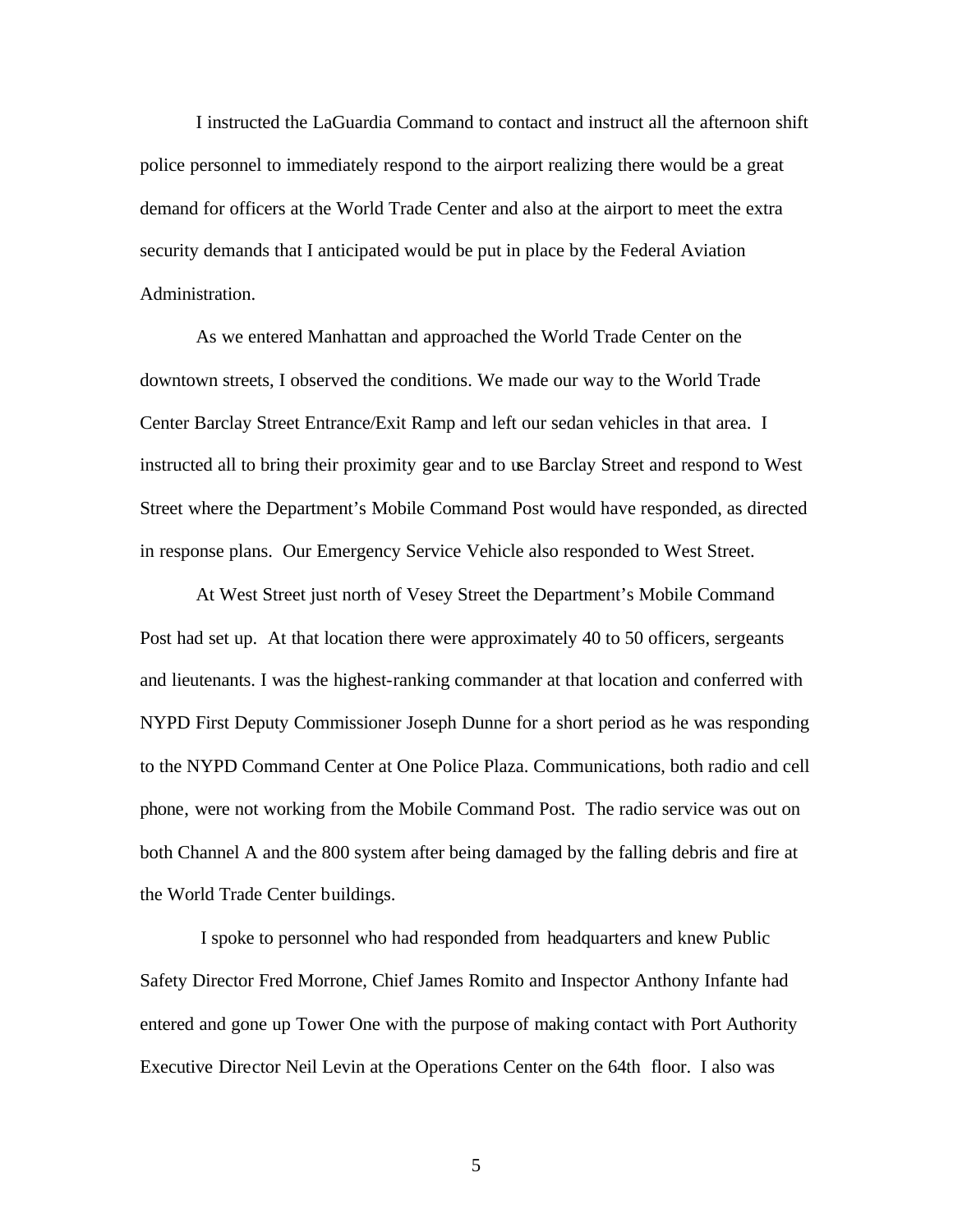I instructed the LaGuardia Command to contact and instruct all the afternoon shift police personnel to immediately respond to the airport realizing there would be a great demand for officers at the World Trade Center and also at the airport to meet the extra security demands that I anticipated would be put in place by the Federal Aviation Administration.

As we entered Manhattan and approached the World Trade Center on the downtown streets, I observed the conditions. We made our way to the World Trade Center Barclay Street Entrance/Exit Ramp and left our sedan vehicles in that area. I instructed all to bring their proximity gear and to use Barclay Street and respond to West Street where the Department's Mobile Command Post would have responded, as directed in response plans. Our Emergency Service Vehicle also responded to West Street.

At West Street just north of Vesey Street the Department's Mobile Command Post had set up. At that location there were approximately 40 to 50 officers, sergeants and lieutenants. I was the highest-ranking commander at that location and conferred with NYPD First Deputy Commissioner Joseph Dunne for a short period as he was responding to the NYPD Command Center at One Police Plaza. Communications, both radio and cell phone, were not working from the Mobile Command Post. The radio service was out on both Channel A and the 800 system after being damaged by the falling debris and fire at the World Trade Center buildings.

I spoke to personnel who had responded from headquarters and knew Public Safety Director Fred Morrone, Chief James Romito and Inspector Anthony Infante had entered and gone up Tower One with the purpose of making contact with Port Authority Executive Director Neil Levin at the Operations Center on the 64th floor. I also was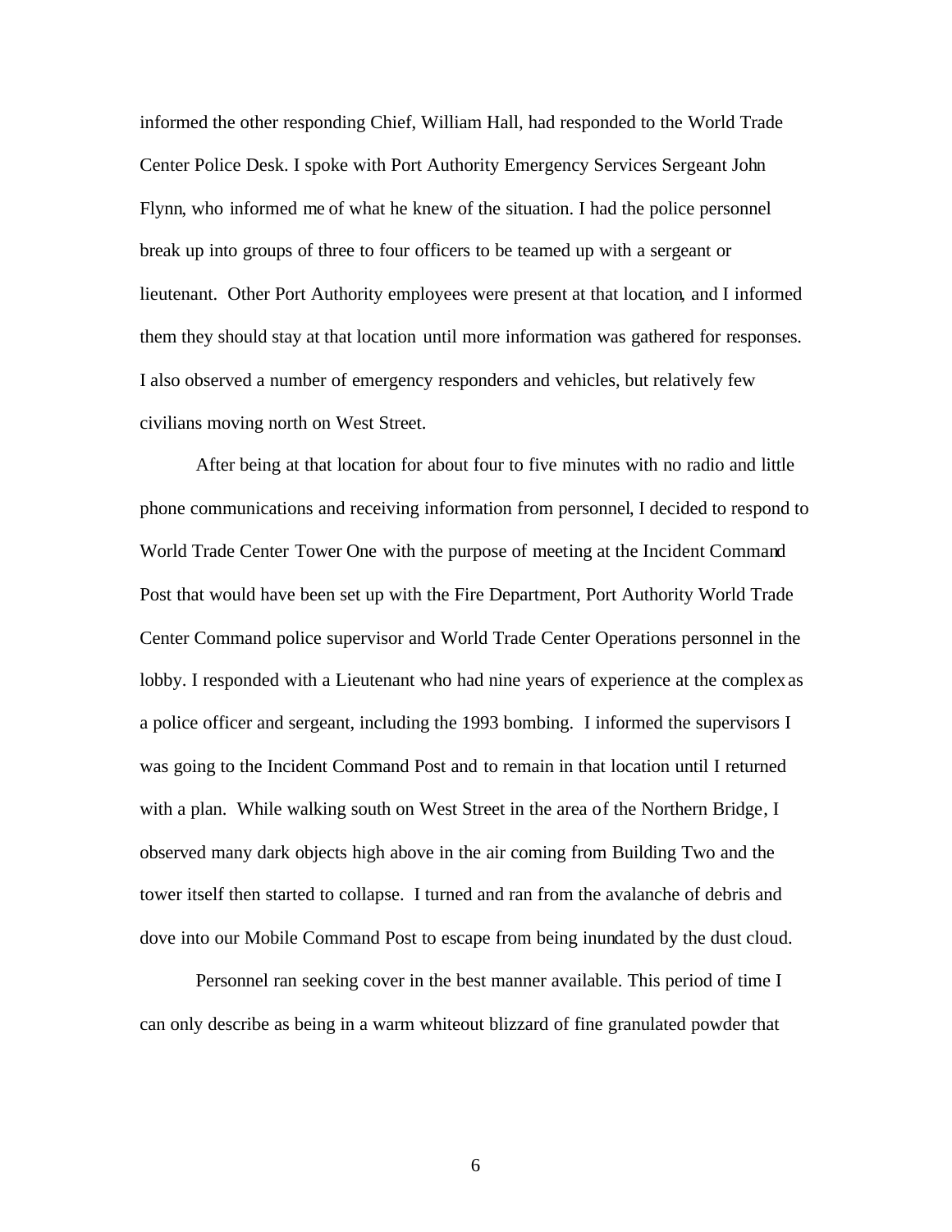informed the other responding Chief, William Hall, had responded to the World Trade Center Police Desk. I spoke with Port Authority Emergency Services Sergeant John Flynn, who informed me of what he knew of the situation. I had the police personnel break up into groups of three to four officers to be teamed up with a sergeant or lieutenant. Other Port Authority employees were present at that location, and I informed them they should stay at that location until more information was gathered for responses. I also observed a number of emergency responders and vehicles, but relatively few civilians moving north on West Street.

After being at that location for about four to five minutes with no radio and little phone communications and receiving information from personnel, I decided to respond to World Trade Center Tower One with the purpose of meeting at the Incident Command Post that would have been set up with the Fire Department, Port Authority World Trade Center Command police supervisor and World Trade Center Operations personnel in the lobby. I responded with a Lieutenant who had nine years of experience at the complex as a police officer and sergeant, including the 1993 bombing. I informed the supervisors I was going to the Incident Command Post and to remain in that location until I returned with a plan. While walking south on West Street in the area of the Northern Bridge, I observed many dark objects high above in the air coming from Building Two and the tower itself then started to collapse. I turned and ran from the avalanche of debris and dove into our Mobile Command Post to escape from being inundated by the dust cloud.

Personnel ran seeking cover in the best manner available. This period of time I can only describe as being in a warm whiteout blizzard of fine granulated powder that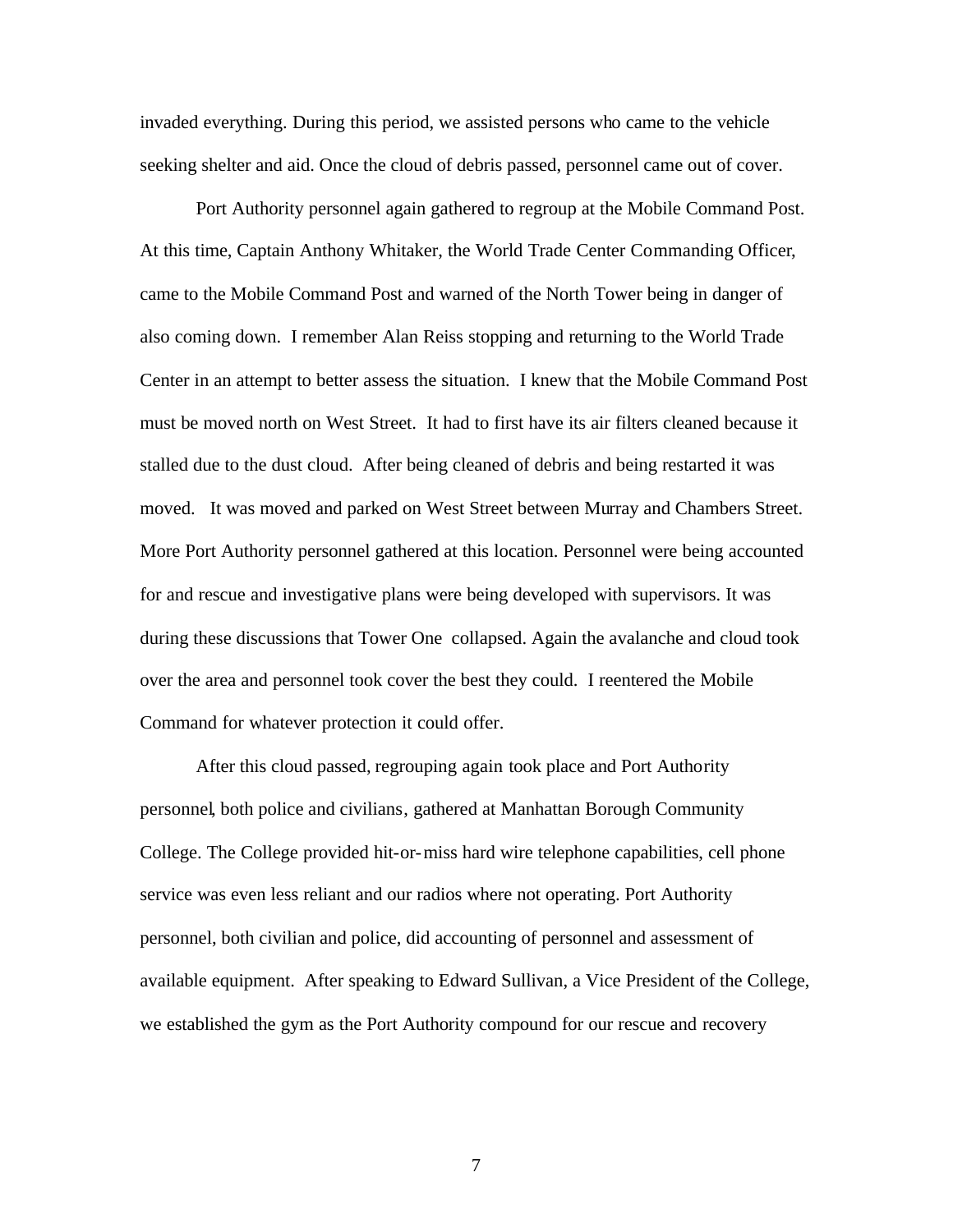invaded everything. During this period, we assisted persons who came to the vehicle seeking shelter and aid. Once the cloud of debris passed, personnel came out of cover.

Port Authority personnel again gathered to regroup at the Mobile Command Post. At this time, Captain Anthony Whitaker, the World Trade Center Commanding Officer, came to the Mobile Command Post and warned of the North Tower being in danger of also coming down. I remember Alan Reiss stopping and returning to the World Trade Center in an attempt to better assess the situation. I knew that the Mobile Command Post must be moved north on West Street. It had to first have its air filters cleaned because it stalled due to the dust cloud. After being cleaned of debris and being restarted it was moved. It was moved and parked on West Street between Murray and Chambers Street. More Port Authority personnel gathered at this location. Personnel were being accounted for and rescue and investigative plans were being developed with supervisors. It was during these discussions that Tower One collapsed. Again the avalanche and cloud took over the area and personnel took cover the best they could. I reentered the Mobile Command for whatever protection it could offer.

After this cloud passed, regrouping again took place and Port Authority personnel, both police and civilians, gathered at Manhattan Borough Community College. The College provided hit-or-miss hard wire telephone capabilities, cell phone service was even less reliant and our radios where not operating. Port Authority personnel, both civilian and police, did accounting of personnel and assessment of available equipment. After speaking to Edward Sullivan, a Vice President of the College, we established the gym as the Port Authority compound for our rescue and recovery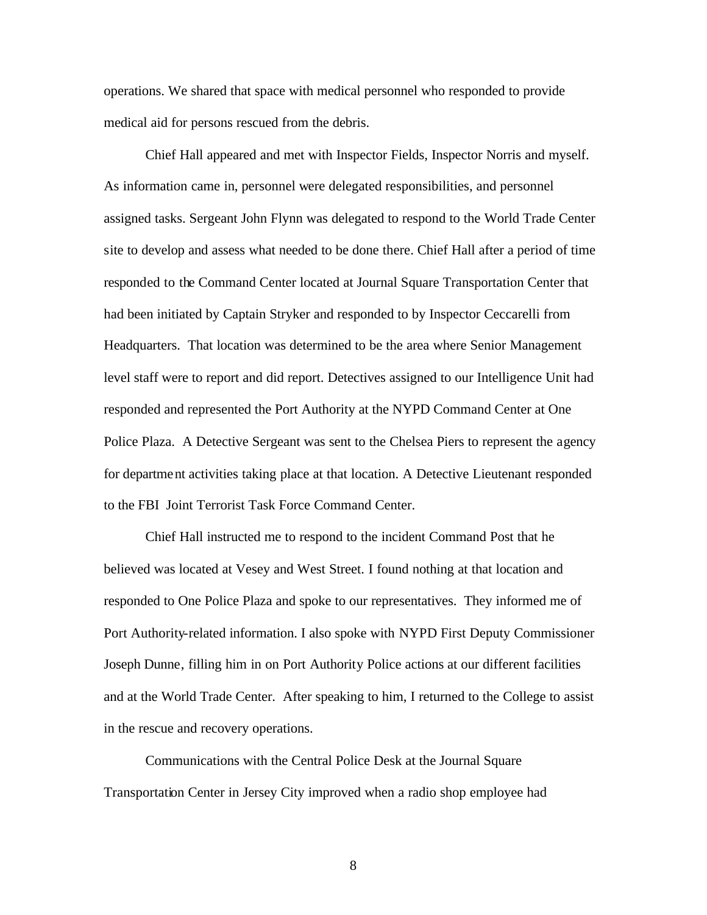operations. We shared that space with medical personnel who responded to provide medical aid for persons rescued from the debris.

Chief Hall appeared and met with Inspector Fields, Inspector Norris and myself. As information came in, personnel were delegated responsibilities, and personnel assigned tasks. Sergeant John Flynn was delegated to respond to the World Trade Center site to develop and assess what needed to be done there. Chief Hall after a period of time responded to the Command Center located at Journal Square Transportation Center that had been initiated by Captain Stryker and responded to by Inspector Ceccarelli from Headquarters. That location was determined to be the area where Senior Management level staff were to report and did report. Detectives assigned to our Intelligence Unit had responded and represented the Port Authority at the NYPD Command Center at One Police Plaza. A Detective Sergeant was sent to the Chelsea Piers to represent the agency for department activities taking place at that location. A Detective Lieutenant responded to the FBI Joint Terrorist Task Force Command Center.

Chief Hall instructed me to respond to the incident Command Post that he believed was located at Vesey and West Street. I found nothing at that location and responded to One Police Plaza and spoke to our representatives. They informed me of Port Authority-related information. I also spoke with NYPD First Deputy Commissioner Joseph Dunne, filling him in on Port Authority Police actions at our different facilities and at the World Trade Center. After speaking to him, I returned to the College to assist in the rescue and recovery operations.

Communications with the Central Police Desk at the Journal Square Transportation Center in Jersey City improved when a radio shop employee had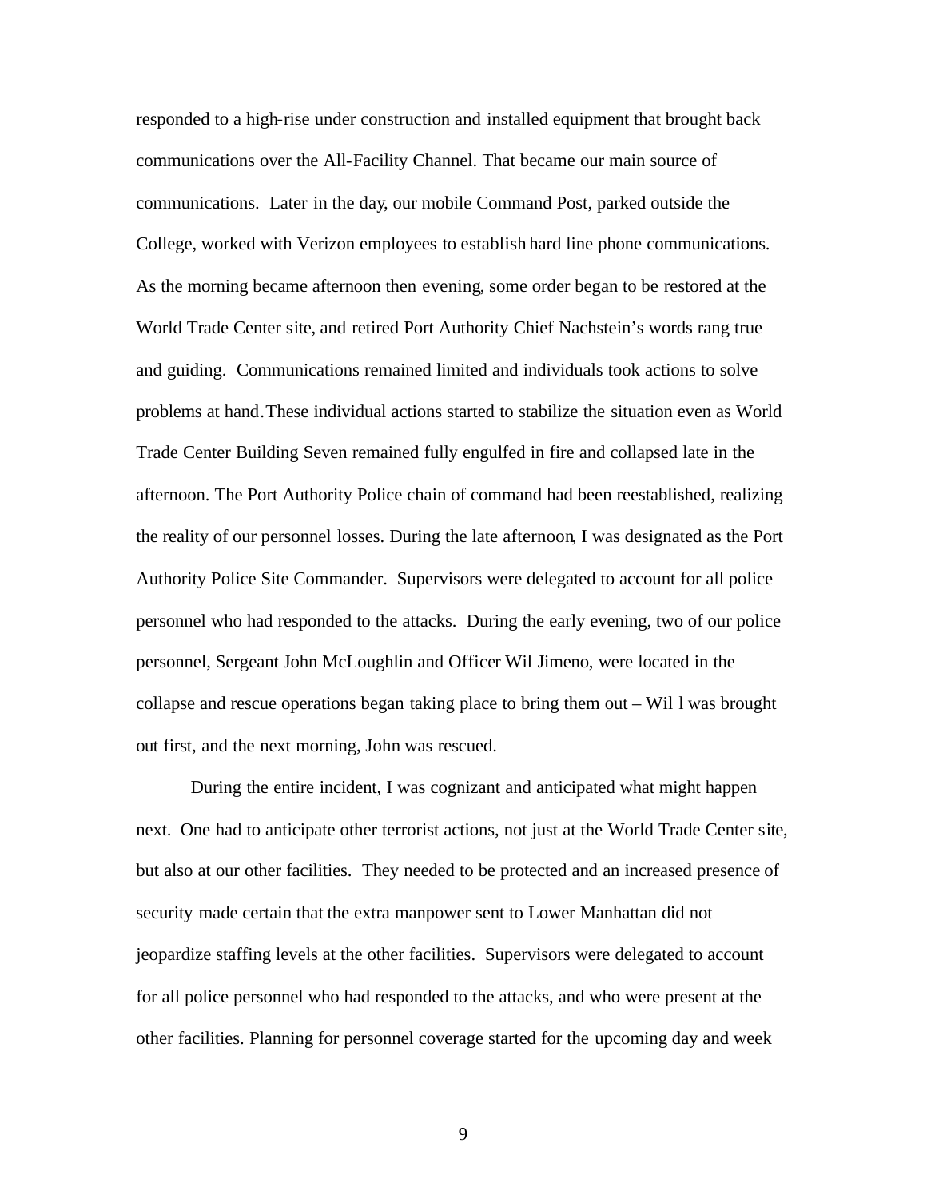responded to a high-rise under construction and installed equipment that brought back communications over the All-Facility Channel. That became our main source of communications. Later in the day, our mobile Command Post, parked outside the College, worked with Verizon employees to establish hard line phone communications. As the morning became afternoon then evening, some order began to be restored at the World Trade Center site, and retired Port Authority Chief Nachstein's words rang true and guiding. Communications remained limited and individuals took actions to solve problems at hand. These individual actions started to stabilize the situation even as World Trade Center Building Seven remained fully engulfed in fire and collapsed late in the afternoon. The Port Authority Police chain of command had been reestablished, realizing the reality of our personnel losses. During the late afternoon, I was designated as the Port Authority Police Site Commander. Supervisors were delegated to account for all police personnel who had responded to the attacks. During the early evening, two of our police personnel, Sergeant John McLoughlin and Officer Wil Jimeno, were located in the collapse and rescue operations began taking place to bring them out – Wil l was brought out first, and the next morning, John was rescued.

During the entire incident, I was cognizant and anticipated what might happen next. One had to anticipate other terrorist actions, not just at the World Trade Center site, but also at our other facilities. They needed to be protected and an increased presence of security made certain that the extra manpower sent to Lower Manhattan did not jeopardize staffing levels at the other facilities. Supervisors were delegated to account for all police personnel who had responded to the attacks, and who were present at the other facilities. Planning for personnel coverage started for the upcoming day and week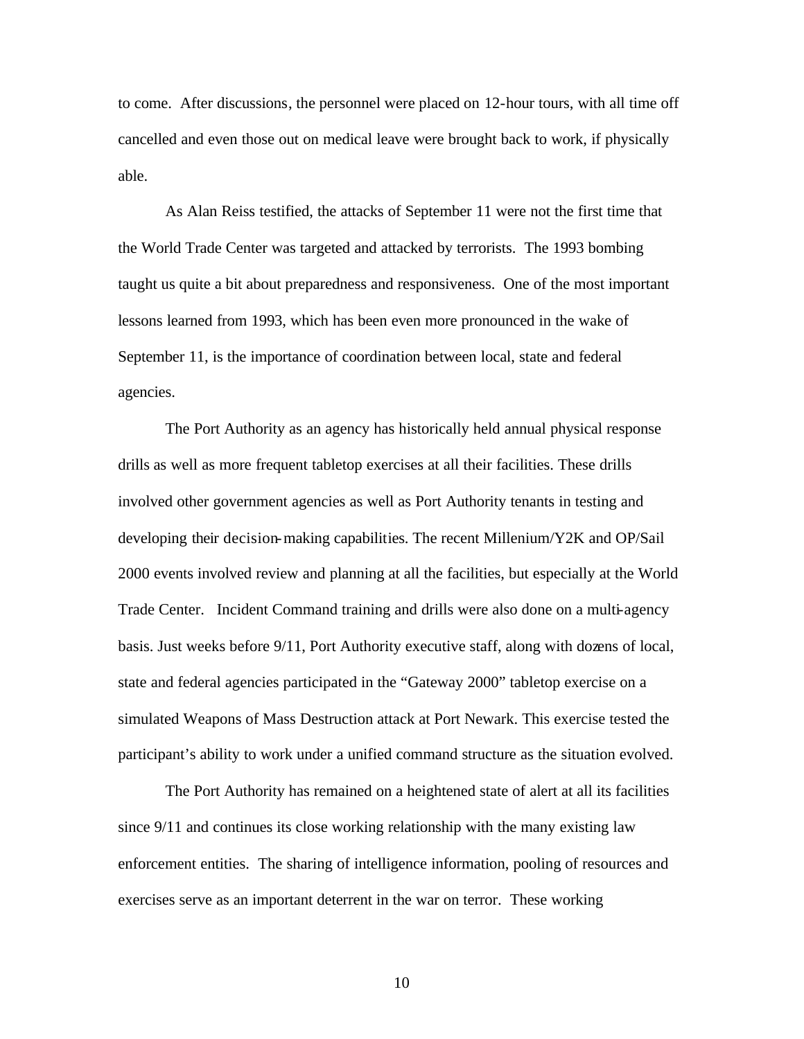to come. After discussions, the personnel were placed on 12-hour tours, with all time off cancelled and even those out on medical leave were brought back to work, if physically able.

As Alan Reiss testified, the attacks of September 11 were not the first time that the World Trade Center was targeted and attacked by terrorists. The 1993 bombing taught us quite a bit about preparedness and responsiveness. One of the most important lessons learned from 1993, which has been even more pronounced in the wake of September 11, is the importance of coordination between local, state and federal agencies.

The Port Authority as an agency has historically held annual physical response drills as well as more frequent tabletop exercises at all their facilities. These drills involved other government agencies as well as Port Authority tenants in testing and developing their decision-making capabilities. The recent Millenium/Y2K and OP/Sail 2000 events involved review and planning at all the facilities, but especially at the World Trade Center. Incident Command training and drills were also done on a multi-agency basis. Just weeks before 9/11, Port Authority executive staff, along with dozens of local, state and federal agencies participated in the "Gateway 2000" tabletop exercise on a simulated Weapons of Mass Destruction attack at Port Newark. This exercise tested the participant's ability to work under a unified command structure as the situation evolved.

The Port Authority has remained on a heightened state of alert at all its facilities since 9/11 and continues its close working relationship with the many existing law enforcement entities. The sharing of intelligence information, pooling of resources and exercises serve as an important deterrent in the war on terror. These working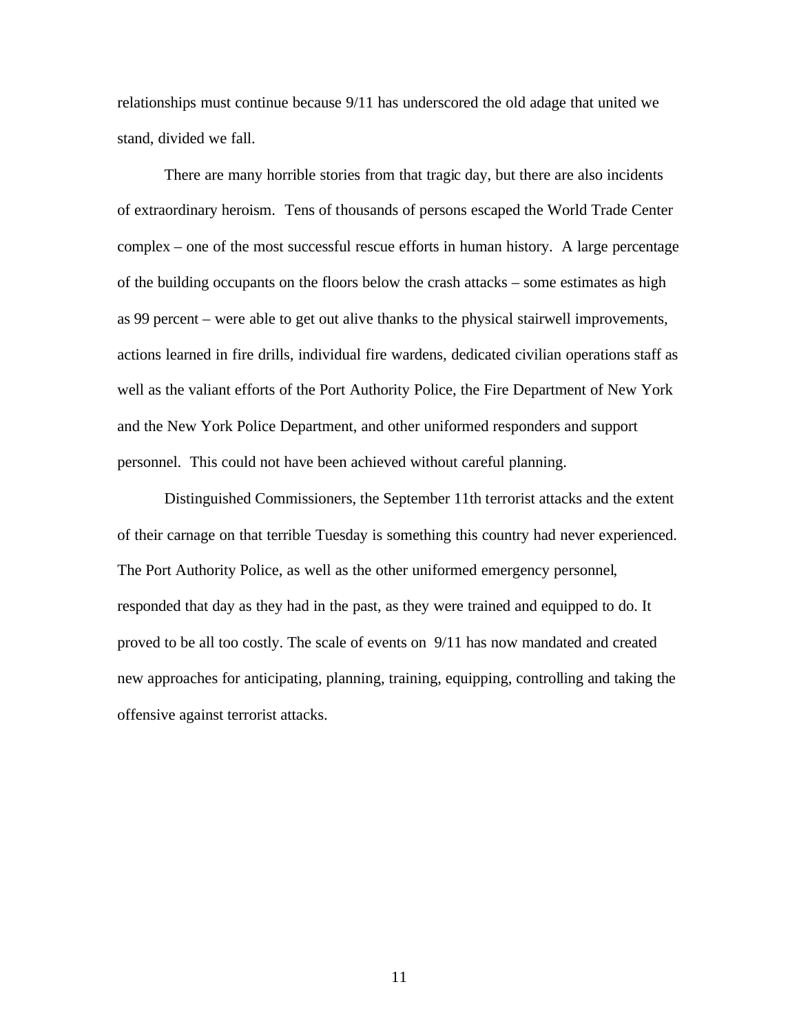relationships must continue because 9/11 has underscored the old adage that united we stand, divided we fall.

There are many horrible stories from that tragic day, but there are also incidents of extraordinary heroism. Tens of thousands of persons escaped the World Trade Center complex – one of the most successful rescue efforts in human history. A large percentage of the building occupants on the floors below the crash attacks – some estimates as high as 99 percent – were able to get out alive thanks to the physical stairwell improvements, actions learned in fire drills, individual fire wardens, dedicated civilian operations staff as well as the valiant efforts of the Port Authority Police, the Fire Department of New York and the New York Police Department, and other uniformed responders and support personnel. This could not have been achieved without careful planning.

Distinguished Commissioners, the September 11th terrorist attacks and the extent of their carnage on that terrible Tuesday is something this country had never experienced. The Port Authority Police, as well as the other uniformed emergency personnel, responded that day as they had in the past, as they were trained and equipped to do. It proved to be all too costly. The scale of events on 9/11 has now mandated and created new approaches for anticipating, planning, training, equipping, controlling and taking the offensive against terrorist attacks.